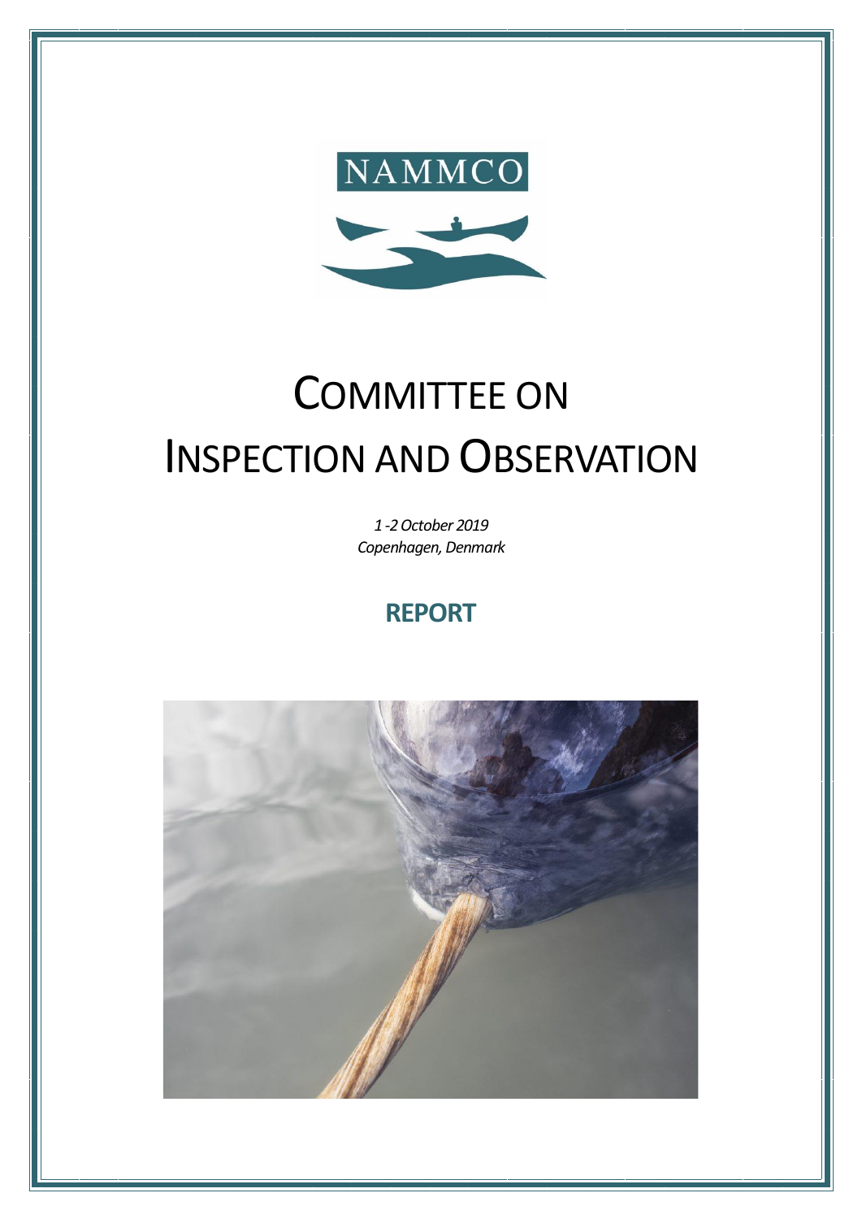NAMMCO

# COMMITTEE ON INSPECTION AND OBSERVATION

*1 -2 October 2019*
*Copenhagen, Denmark*

## REPORT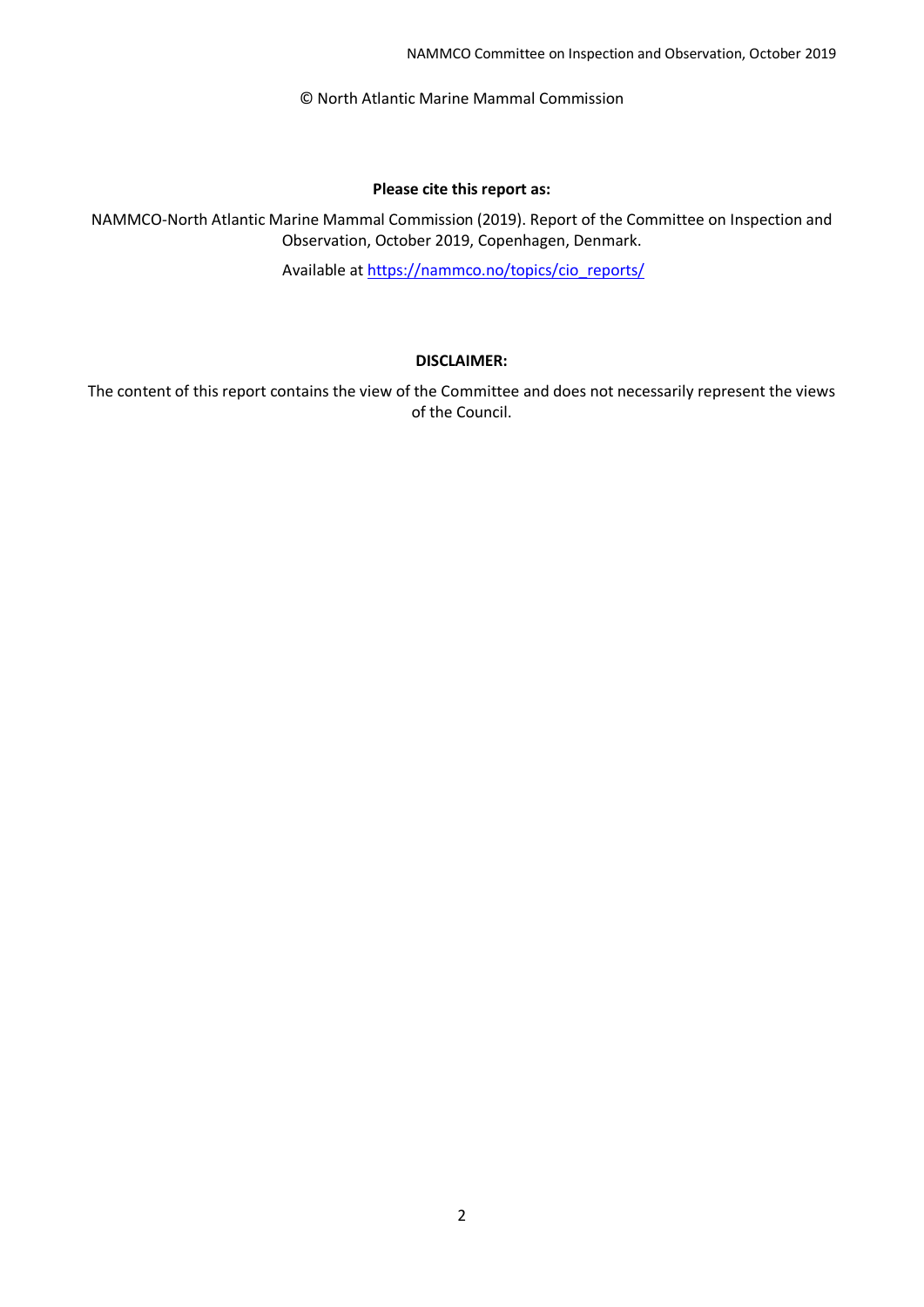© North Atlantic Marine Mammal Commission

**Please cite this report as:**

NAMMCO-North Atlantic Marine Mammal Commission (2019). Report of the Committee on Inspection and Observation, October 2019, Copenhagen, Denmark.

Available at https://nammco.no/topics/cio_reports/

**DISCLAIMER:**

The content of this report contains the view of the Committee and does not necessarily represent the views of the Council.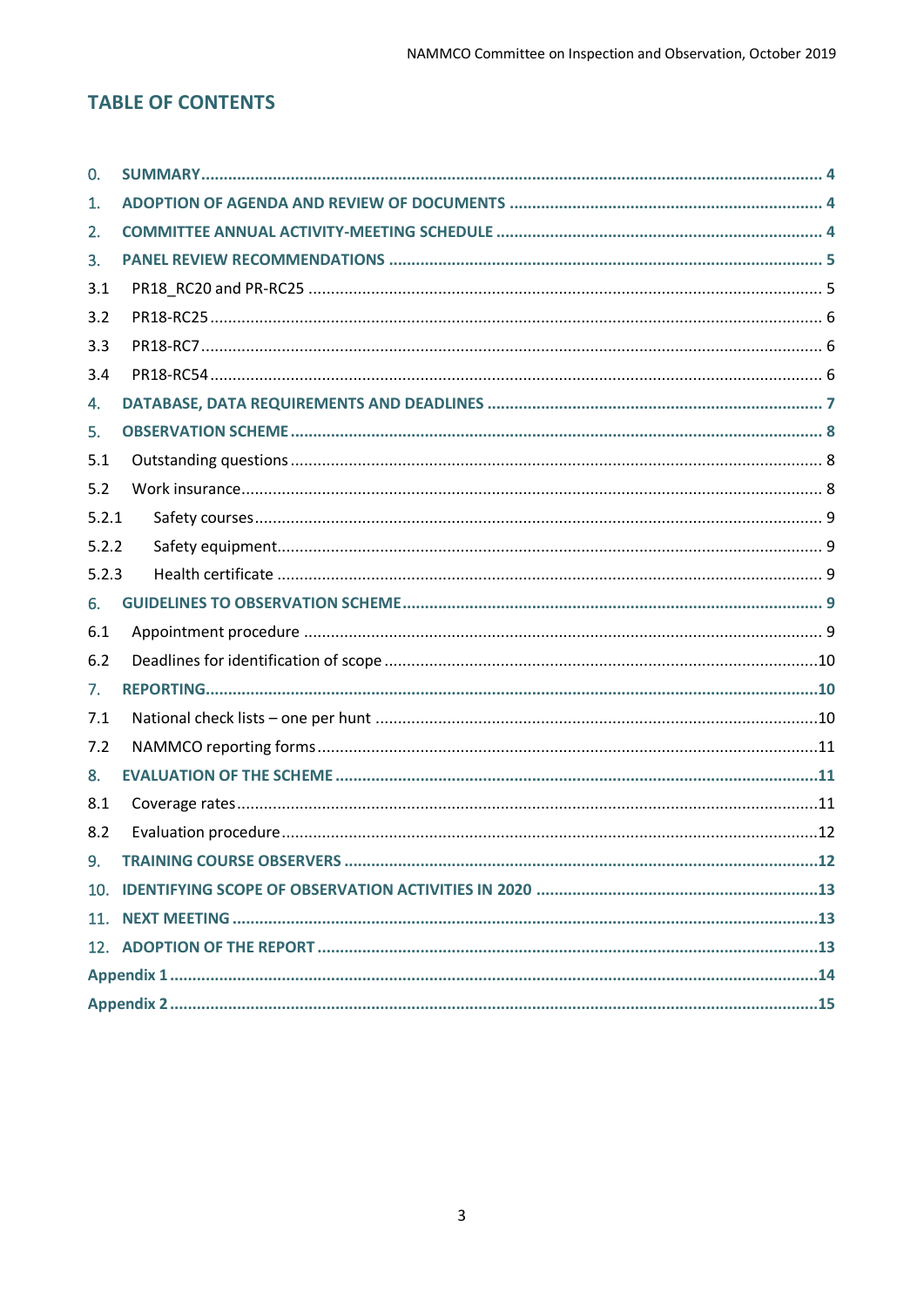## TABLE OF CONTENTS

- 0. SUMMARY .......... 4
- 1. ADOPTION OF AGENDA AND REVIEW OF DOCUMENTS .......... 4
- 2. COMMITTEE ANNUAL ACTIVITY-MEETING SCHEDULE .......... 4
- 3. PANEL REVIEW RECOMMENDATIONS .......... 5
  - 3.1 PR18_RC20 and PR-RC25 .......... 5
  - 3.2 PR18-RC25 .......... 6
  - 3.3 PR18-RC7 .......... 6
  - 3.4 PR18-RC54 .......... 6
- 4. DATABASE, DATA REQUIREMENTS AND DEADLINES .......... 7
- 5. OBSERVATION SCHEME .......... 8
  - 5.1 Outstanding questions .......... 8
  - 5.2 Work insurance .......... 8
    - 5.2.1 Safety courses .......... 9
    - 5.2.2 Safety equipment .......... 9
    - 5.2.3 Health certificate .......... 9
- 6. GUIDELINES TO OBSERVATION SCHEME .......... 9
  - 6.1 Appointment procedure .......... 9
  - 6.2 Deadlines for identification of scope .......... 10
- 7. REPORTING .......... 10
  - 7.1 National check lists – one per hunt .......... 10
  - 7.2 NAMMCO reporting forms .......... 11
- 8. EVALUATION OF THE SCHEME .......... 11
  - 8.1 Coverage rates .......... 11
  - 8.2 Evaluation procedure .......... 12
- 9. TRAINING COURSE OBSERVERS .......... 12
- 10. IDENTIFYING SCOPE OF OBSERVATION ACTIVITIES IN 2020 .......... 13
- 11. NEXT MEETING .......... 13
- 12. ADOPTION OF THE REPORT .......... 13
- Appendix 1 .......... 14
- Appendix 2 .......... 15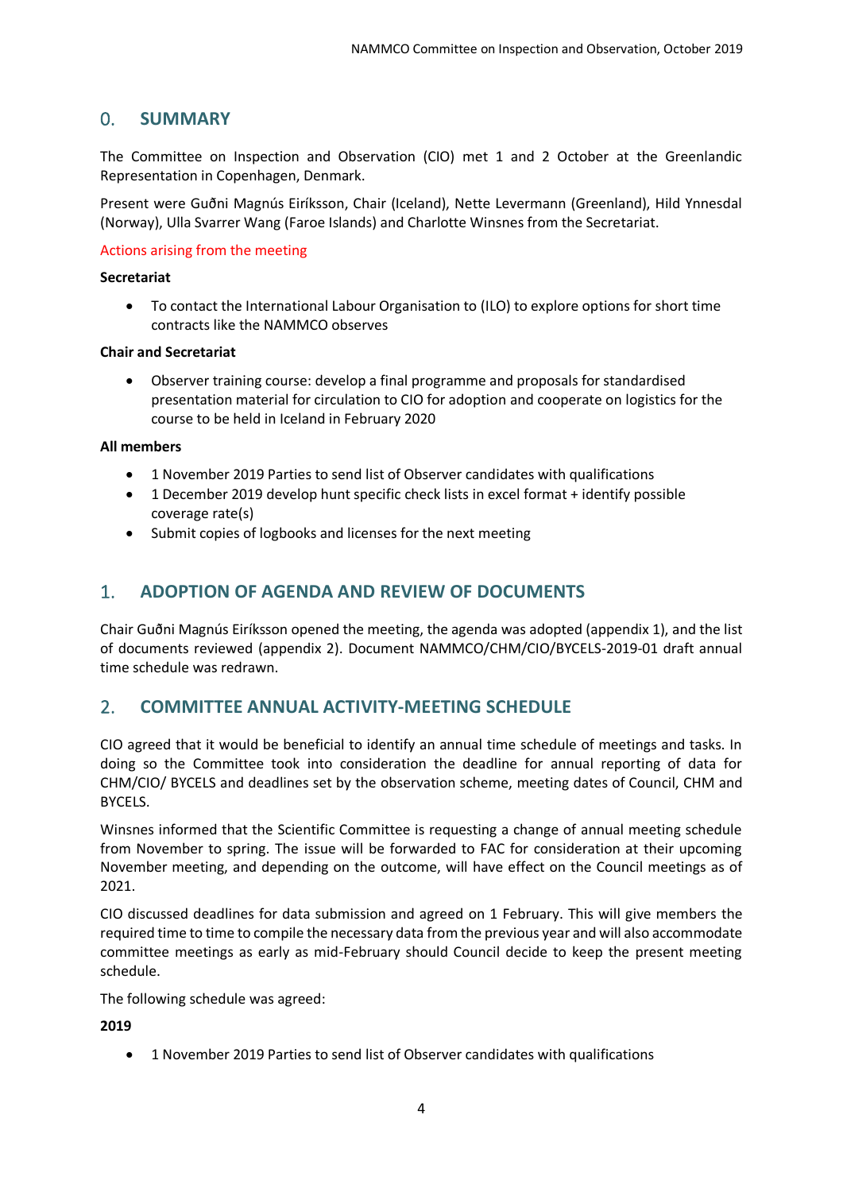## 0. SUMMARY

The Committee on Inspection and Observation (CIO) met 1 and 2 October at the Greenlandic Representation in Copenhagen, Denmark.

Present were Guðni Magnús Eiríksson, Chair (Iceland), Nette Levermann (Greenland), Hild Ynnesdal (Norway), Ulla Svarrer Wang (Faroe Islands) and Charlotte Winsnes from the Secretariat.

Actions arising from the meeting

**Secretariat**

- To contact the International Labour Organisation to (ILO) to explore options for short time contracts like the NAMMCO observes

**Chair and Secretariat**

- Observer training course: develop a final programme and proposals for standardised presentation material for circulation to CIO for adoption and cooperate on logistics for the course to be held in Iceland in February 2020

**All members**

- 1 November 2019 Parties to send list of Observer candidates with qualifications
- 1 December 2019 develop hunt specific check lists in excel format + identify possible coverage rate(s)
- Submit copies of logbooks and licenses for the next meeting

## 1. ADOPTION OF AGENDA AND REVIEW OF DOCUMENTS

Chair Guðni Magnús Eiríksson opened the meeting, the agenda was adopted (appendix 1), and the list of documents reviewed (appendix 2). Document NAMMCO/CHM/CIO/BYCELS-2019-01 draft annual time schedule was redrawn.

## 2. COMMITTEE ANNUAL ACTIVITY-MEETING SCHEDULE

CIO agreed that it would be beneficial to identify an annual time schedule of meetings and tasks. In doing so the Committee took into consideration the deadline for annual reporting of data for CHM/CIO/ BYCELS and deadlines set by the observation scheme, meeting dates of Council, CHM and BYCELS.

Winsnes informed that the Scientific Committee is requesting a change of annual meeting schedule from November to spring. The issue will be forwarded to FAC for consideration at their upcoming November meeting, and depending on the outcome, will have effect on the Council meetings as of 2021.

CIO discussed deadlines for data submission and agreed on 1 February. This will give members the required time to time to compile the necessary data from the previous year and will also accommodate committee meetings as early as mid-February should Council decide to keep the present meeting schedule.

The following schedule was agreed:

**2019**

- 1 November 2019 Parties to send list of Observer candidates with qualifications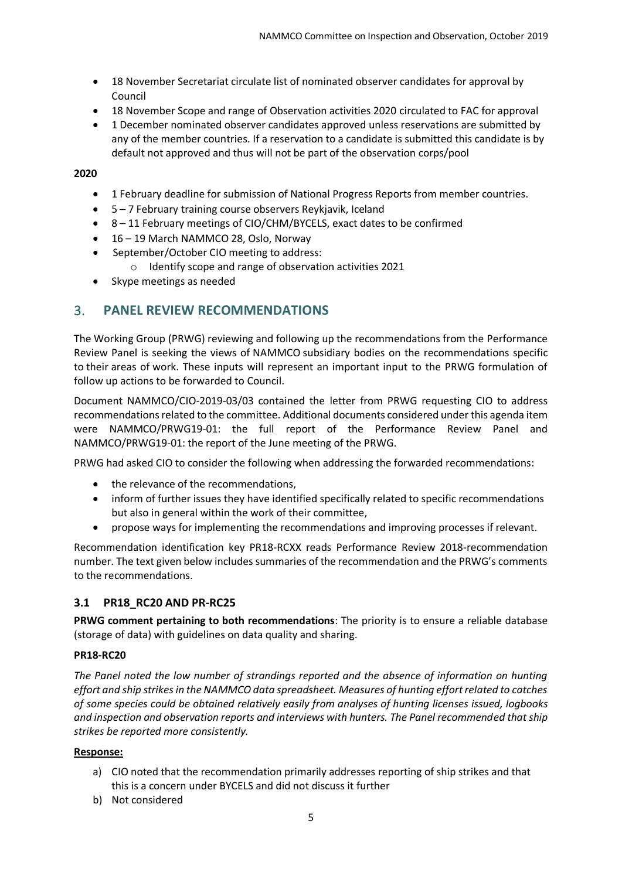- 18 November Secretariat circulate list of nominated observer candidates for approval by Council
- 18 November Scope and range of Observation activities 2020 circulated to FAC for approval
- 1 December nominated observer candidates approved unless reservations are submitted by any of the member countries. If a reservation to a candidate is submitted this candidate is by default not approved and thus will not be part of the observation corps/pool

**2020**

- 1 February deadline for submission of National Progress Reports from member countries.
- 5 – 7 February training course observers Reykjavik, Iceland
- 8 – 11 February meetings of CIO/CHM/BYCELS, exact dates to be confirmed
- 16 – 19 March NAMMCO 28, Oslo, Norway
- September/October CIO meeting to address:
  - Identify scope and range of observation activities 2021
- Skype meetings as needed

## 3. PANEL REVIEW RECOMMENDATIONS

The Working Group (PRWG) reviewing and following up the recommendations from the Performance Review Panel is seeking the views of NAMMCO subsidiary bodies on the recommendations specific to their areas of work. These inputs will represent an important input to the PRWG formulation of follow up actions to be forwarded to Council.

Document NAMMCO/CIO-2019-03/03 contained the letter from PRWG requesting CIO to address recommendations related to the committee. Additional documents considered under this agenda item were NAMMCO/PRWG19-01: the full report of the Performance Review Panel and NAMMCO/PRWG19-01: the report of the June meeting of the PRWG.

PRWG had asked CIO to consider the following when addressing the forwarded recommendations:

- the relevance of the recommendations,
- inform of further issues they have identified specifically related to specific recommendations but also in general within the work of their committee,
- propose ways for implementing the recommendations and improving processes if relevant.

Recommendation identification key PR18-RCXX reads Performance Review 2018-recommendation number. The text given below includes summaries of the recommendation and the PRWG's comments to the recommendations.

### 3.1 PR18_RC20 AND PR-RC25

**PRWG comment pertaining to both recommendations**: The priority is to ensure a reliable database (storage of data) with guidelines on data quality and sharing.

**PR18-RC20**

*The Panel noted the low number of strandings reported and the absence of information on hunting effort and ship strikes in the NAMMCO data spreadsheet. Measures of hunting effort related to catches of some species could be obtained relatively easily from analyses of hunting licenses issued, logbooks and inspection and observation reports and interviews with hunters. The Panel recommended that ship strikes be reported more consistently.*

**<u>Response:</u>**

a) CIO noted that the recommendation primarily addresses reporting of ship strikes and that this is a concern under BYCELS and did not discuss it further
b) Not considered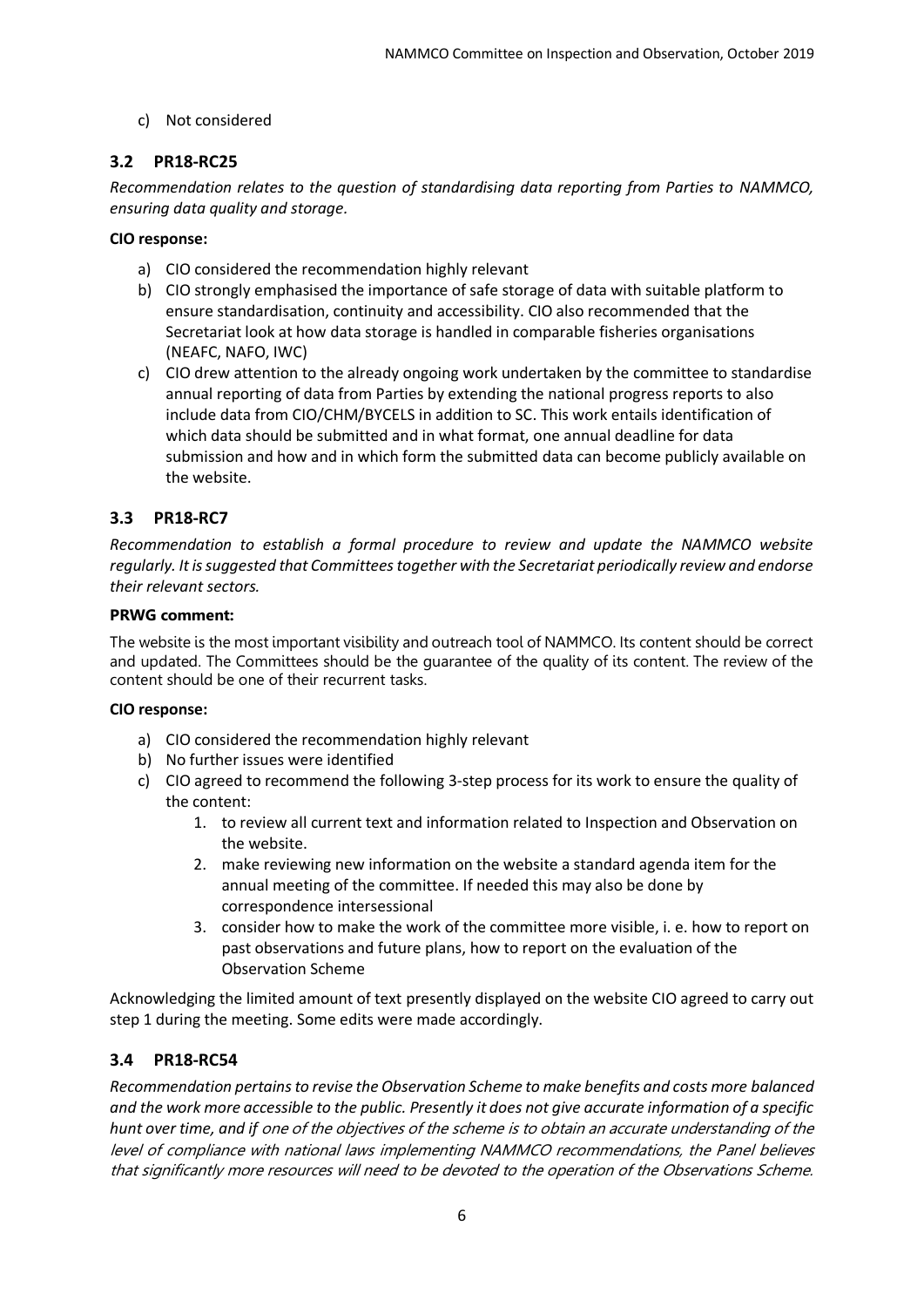c) Not considered

## 3.2 PR18-RC25

*Recommendation relates to the question of standardising data reporting from Parties to NAMMCO, ensuring data quality and storage.*

**CIO response:**

a) CIO considered the recommendation highly relevant
b) CIO strongly emphasised the importance of safe storage of data with suitable platform to ensure standardisation, continuity and accessibility. CIO also recommended that the Secretariat look at how data storage is handled in comparable fisheries organisations (NEAFC, NAFO, IWC)
c) CIO drew attention to the already ongoing work undertaken by the committee to standardise annual reporting of data from Parties by extending the national progress reports to also include data from CIO/CHM/BYCELS in addition to SC. This work entails identification of which data should be submitted and in what format, one annual deadline for data submission and how and in which form the submitted data can become publicly available on the website.

## 3.3 PR18-RC7

*Recommendation to establish a formal procedure to review and update the NAMMCO website regularly. It is suggested that Committees together with the Secretariat periodically review and endorse their relevant sectors.*

**PRWG comment:**

The website is the most important visibility and outreach tool of NAMMCO. Its content should be correct and updated. The Committees should be the guarantee of the quality of its content. The review of the content should be one of their recurrent tasks.

**CIO response:**

a) CIO considered the recommendation highly relevant
b) No further issues were identified
c) CIO agreed to recommend the following 3-step process for its work to ensure the quality of the content:
    1. to review all current text and information related to Inspection and Observation on the website.
    2. make reviewing new information on the website a standard agenda item for the annual meeting of the committee. If needed this may also be done by correspondence intersessional
    3. consider how to make the work of the committee more visible, i. e. how to report on past observations and future plans, how to report on the evaluation of the Observation Scheme

Acknowledging the limited amount of text presently displayed on the website CIO agreed to carry out step 1 during the meeting. Some edits were made accordingly.

## 3.4 PR18-RC54

*Recommendation pertains to revise the Observation Scheme to make benefits and costs more balanced and the work more accessible to the public. Presently it does not give accurate information of a specific hunt over time, and if one of the objectives of the scheme is to obtain an accurate understanding of the level of compliance with national laws implementing NAMMCO recommendations, the Panel believes that significantly more resources will need to be devoted to the operation of the Observations Scheme.*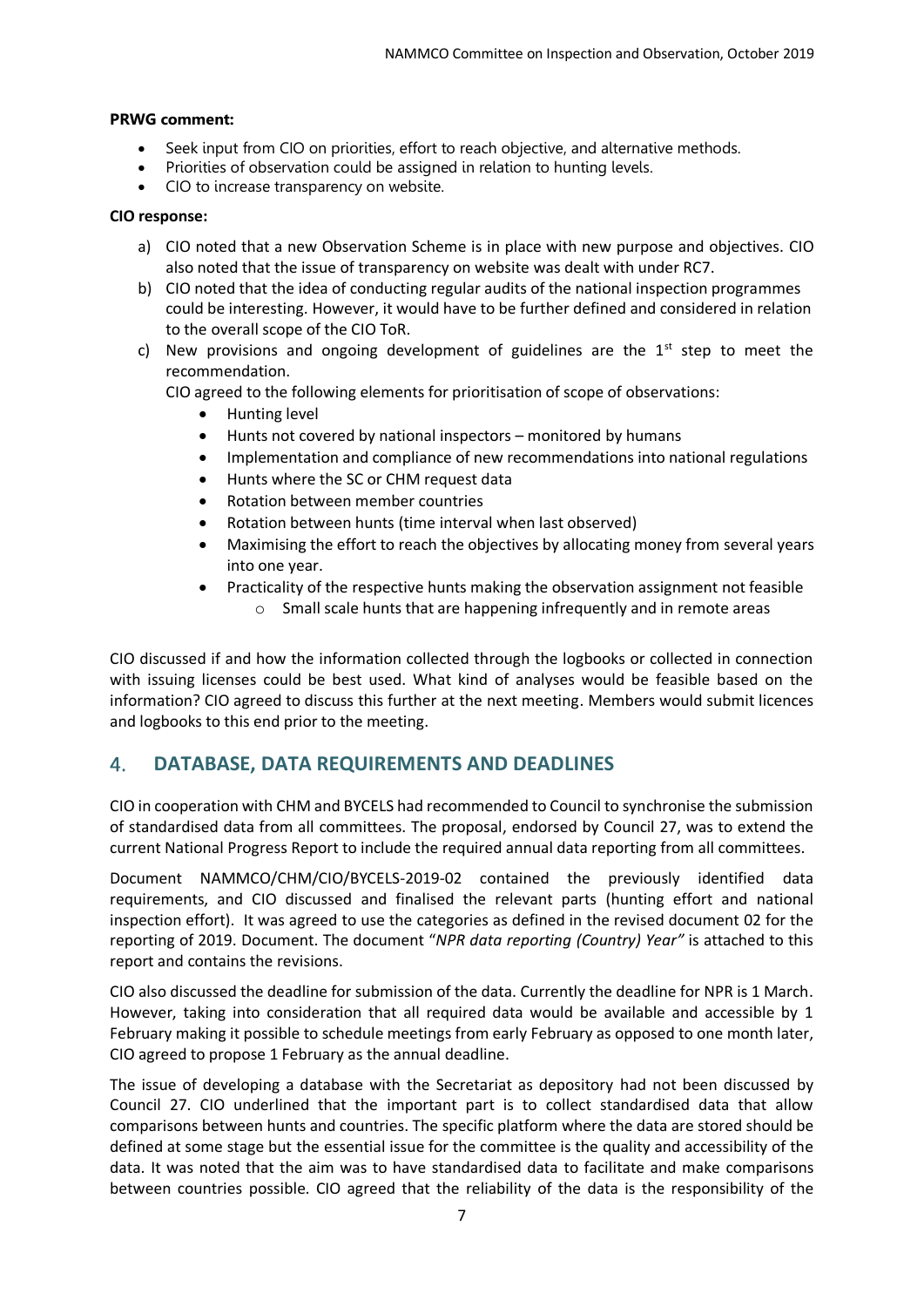**PRWG comment:**

- Seek input from CIO on priorities, effort to reach objective, and alternative methods.
- Priorities of observation could be assigned in relation to hunting levels.
- CIO to increase transparency on website.

**CIO response:**

a) CIO noted that a new Observation Scheme is in place with new purpose and objectives. CIO also noted that the issue of transparency on website was dealt with under RC7.

b) CIO noted that the idea of conducting regular audits of the national inspection programmes could be interesting. However, it would have to be further defined and considered in relation to the overall scope of the CIO ToR.

c) New provisions and ongoing development of guidelines are the 1st step to meet the recommendation.

   CIO agreed to the following elements for prioritisation of scope of observations:

   - Hunting level
   - Hunts not covered by national inspectors – monitored by humans
   - Implementation and compliance of new recommendations into national regulations
   - Hunts where the SC or CHM request data
   - Rotation between member countries
   - Rotation between hunts (time interval when last observed)
   - Maximising the effort to reach the objectives by allocating money from several years into one year.
   - Practicality of the respective hunts making the observation assignment not feasible
     - Small scale hunts that are happening infrequently and in remote areas

CIO discussed if and how the information collected through the logbooks or collected in connection with issuing licenses could be best used. What kind of analyses would be feasible based on the information? CIO agreed to discuss this further at the next meeting. Members would submit licences and logbooks to this end prior to the meeting.

## 4. DATABASE, DATA REQUIREMENTS AND DEADLINES

CIO in cooperation with CHM and BYCELS had recommended to Council to synchronise the submission of standardised data from all committees. The proposal, endorsed by Council 27, was to extend the current National Progress Report to include the required annual data reporting from all committees.

Document NAMMCO/CHM/CIO/BYCELS-2019-02 contained the previously identified data requirements, and CIO discussed and finalised the relevant parts (hunting effort and national inspection effort). It was agreed to use the categories as defined in the revised document 02 for the reporting of 2019. Document. The document "*NPR data reporting (Country) Year"* is attached to this report and contains the revisions.

CIO also discussed the deadline for submission of the data. Currently the deadline for NPR is 1 March. However, taking into consideration that all required data would be available and accessible by 1 February making it possible to schedule meetings from early February as opposed to one month later, CIO agreed to propose 1 February as the annual deadline.

The issue of developing a database with the Secretariat as depository had not been discussed by Council 27. CIO underlined that the important part is to collect standardised data that allow comparisons between hunts and countries. The specific platform where the data are stored should be defined at some stage but the essential issue for the committee is the quality and accessibility of the data. It was noted that the aim was to have standardised data to facilitate and make comparisons between countries possible. CIO agreed that the reliability of the data is the responsibility of the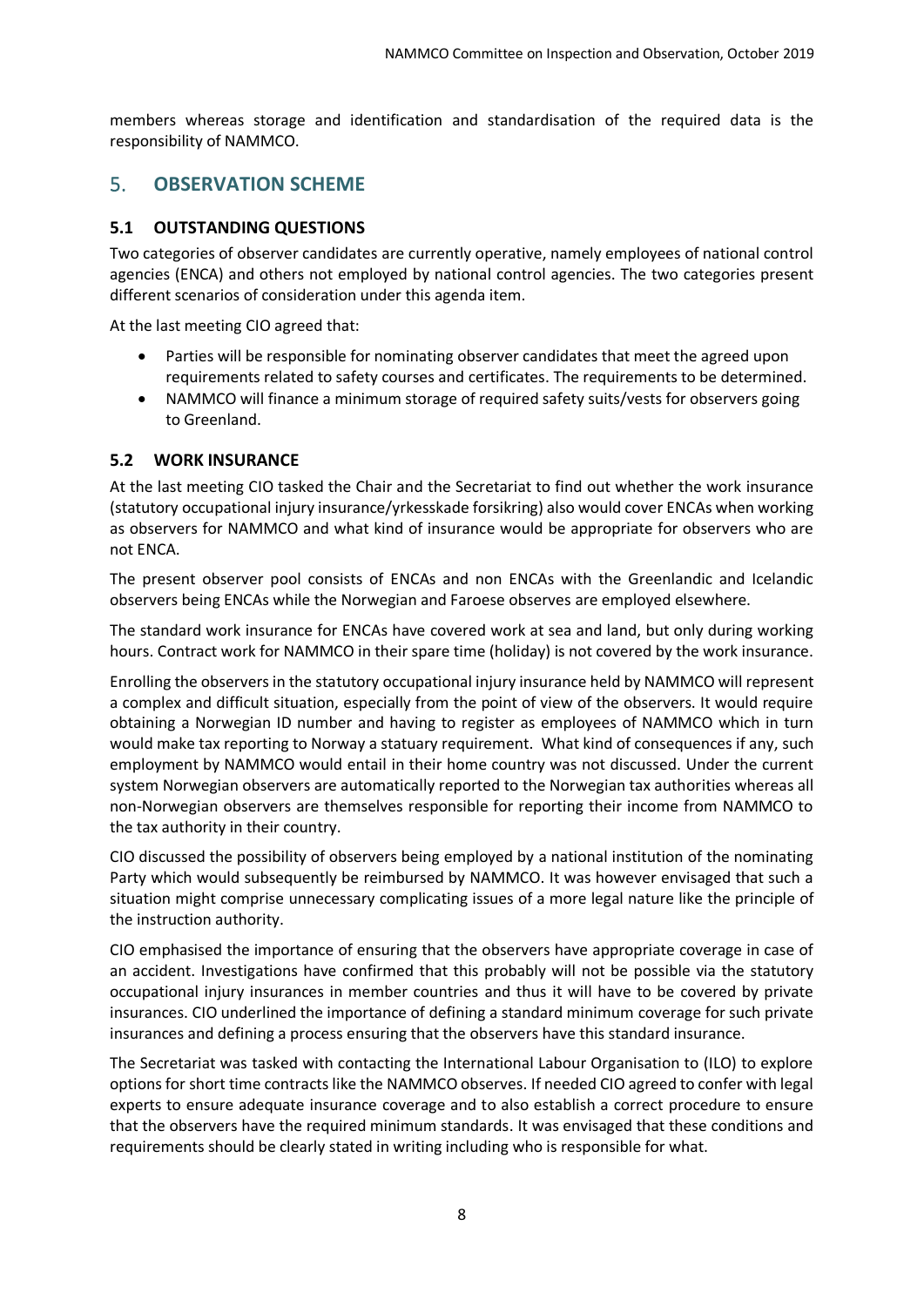members whereas storage and identification and standardisation of the required data is the responsibility of NAMMCO.

## 5. OBSERVATION SCHEME

### 5.1 OUTSTANDING QUESTIONS

Two categories of observer candidates are currently operative, namely employees of national control agencies (ENCA) and others not employed by national control agencies. The two categories present different scenarios of consideration under this agenda item.

At the last meeting CIO agreed that:

- Parties will be responsible for nominating observer candidates that meet the agreed upon requirements related to safety courses and certificates. The requirements to be determined.
- NAMMCO will finance a minimum storage of required safety suits/vests for observers going to Greenland.

### 5.2 WORK INSURANCE

At the last meeting CIO tasked the Chair and the Secretariat to find out whether the work insurance (statutory occupational injury insurance/yrkesskade forsikring) also would cover ENCAs when working as observers for NAMMCO and what kind of insurance would be appropriate for observers who are not ENCA.

The present observer pool consists of ENCAs and non ENCAs with the Greenlandic and Icelandic observers being ENCAs while the Norwegian and Faroese observes are employed elsewhere.

The standard work insurance for ENCAs have covered work at sea and land, but only during working hours. Contract work for NAMMCO in their spare time (holiday) is not covered by the work insurance.

Enrolling the observers in the statutory occupational injury insurance held by NAMMCO will represent a complex and difficult situation, especially from the point of view of the observers. It would require obtaining a Norwegian ID number and having to register as employees of NAMMCO which in turn would make tax reporting to Norway a statuary requirement. What kind of consequences if any, such employment by NAMMCO would entail in their home country was not discussed. Under the current system Norwegian observers are automatically reported to the Norwegian tax authorities whereas all non-Norwegian observers are themselves responsible for reporting their income from NAMMCO to the tax authority in their country.

CIO discussed the possibility of observers being employed by a national institution of the nominating Party which would subsequently be reimbursed by NAMMCO. It was however envisaged that such a situation might comprise unnecessary complicating issues of a more legal nature like the principle of the instruction authority.

CIO emphasised the importance of ensuring that the observers have appropriate coverage in case of an accident. Investigations have confirmed that this probably will not be possible via the statutory occupational injury insurances in member countries and thus it will have to be covered by private insurances. CIO underlined the importance of defining a standard minimum coverage for such private insurances and defining a process ensuring that the observers have this standard insurance.

The Secretariat was tasked with contacting the International Labour Organisation to (ILO) to explore options for short time contracts like the NAMMCO observes. If needed CIO agreed to confer with legal experts to ensure adequate insurance coverage and to also establish a correct procedure to ensure that the observers have the required minimum standards. It was envisaged that these conditions and requirements should be clearly stated in writing including who is responsible for what.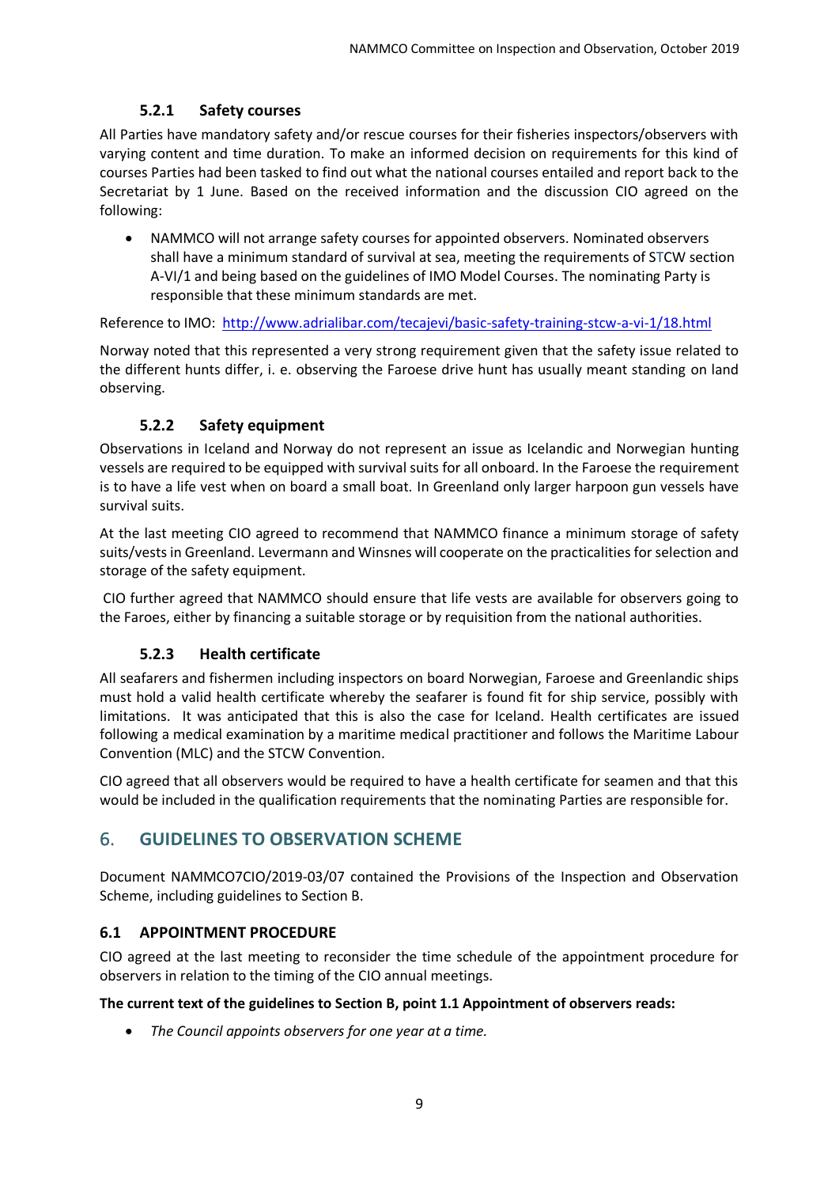### 5.2.1 Safety courses

All Parties have mandatory safety and/or rescue courses for their fisheries inspectors/observers with varying content and time duration. To make an informed decision on requirements for this kind of courses Parties had been tasked to find out what the national courses entailed and report back to the Secretariat by 1 June. Based on the received information and the discussion CIO agreed on the following:

- NAMMCO will not arrange safety courses for appointed observers. Nominated observers shall have a minimum standard of survival at sea, meeting the requirements of STCW section A-VI/1 and being based on the guidelines of IMO Model Courses. The nominating Party is responsible that these minimum standards are met.

Reference to IMO: [http://www.adrialibar.com/tecajevi/basic-safety-training-stcw-a-vi-1/18.html](http://www.adrialibar.com/tecajevi/basic-safety-training-stcw-a-vi-1/18.html)

Norway noted that this represented a very strong requirement given that the safety issue related to the different hunts differ, i. e. observing the Faroese drive hunt has usually meant standing on land observing.

### 5.2.2 Safety equipment

Observations in Iceland and Norway do not represent an issue as Icelandic and Norwegian hunting vessels are required to be equipped with survival suits for all onboard. In the Faroese the requirement is to have a life vest when on board a small boat. In Greenland only larger harpoon gun vessels have survival suits.

At the last meeting CIO agreed to recommend that NAMMCO finance a minimum storage of safety suits/vests in Greenland. Levermann and Winsnes will cooperate on the practicalities for selection and storage of the safety equipment.

CIO further agreed that NAMMCO should ensure that life vests are available for observers going to the Faroes, either by financing a suitable storage or by requisition from the national authorities.

### 5.2.3 Health certificate

All seafarers and fishermen including inspectors on board Norwegian, Faroese and Greenlandic ships must hold a valid health certificate whereby the seafarer is found fit for ship service, possibly with limitations. It was anticipated that this is also the case for Iceland. Health certificates are issued following a medical examination by a maritime medical practitioner and follows the Maritime Labour Convention (MLC) and the STCW Convention.

CIO agreed that all observers would be required to have a health certificate for seamen and that this would be included in the qualification requirements that the nominating Parties are responsible for.

## 6. GUIDELINES TO OBSERVATION SCHEME

Document NAMMCO7CIO/2019-03/07 contained the Provisions of the Inspection and Observation Scheme, including guidelines to Section B.

### 6.1 APPOINTMENT PROCEDURE

CIO agreed at the last meeting to reconsider the time schedule of the appointment procedure for observers in relation to the timing of the CIO annual meetings.

**The current text of the guidelines to Section B, point 1.1 Appointment of observers reads:**

- *The Council appoints observers for one year at a time.*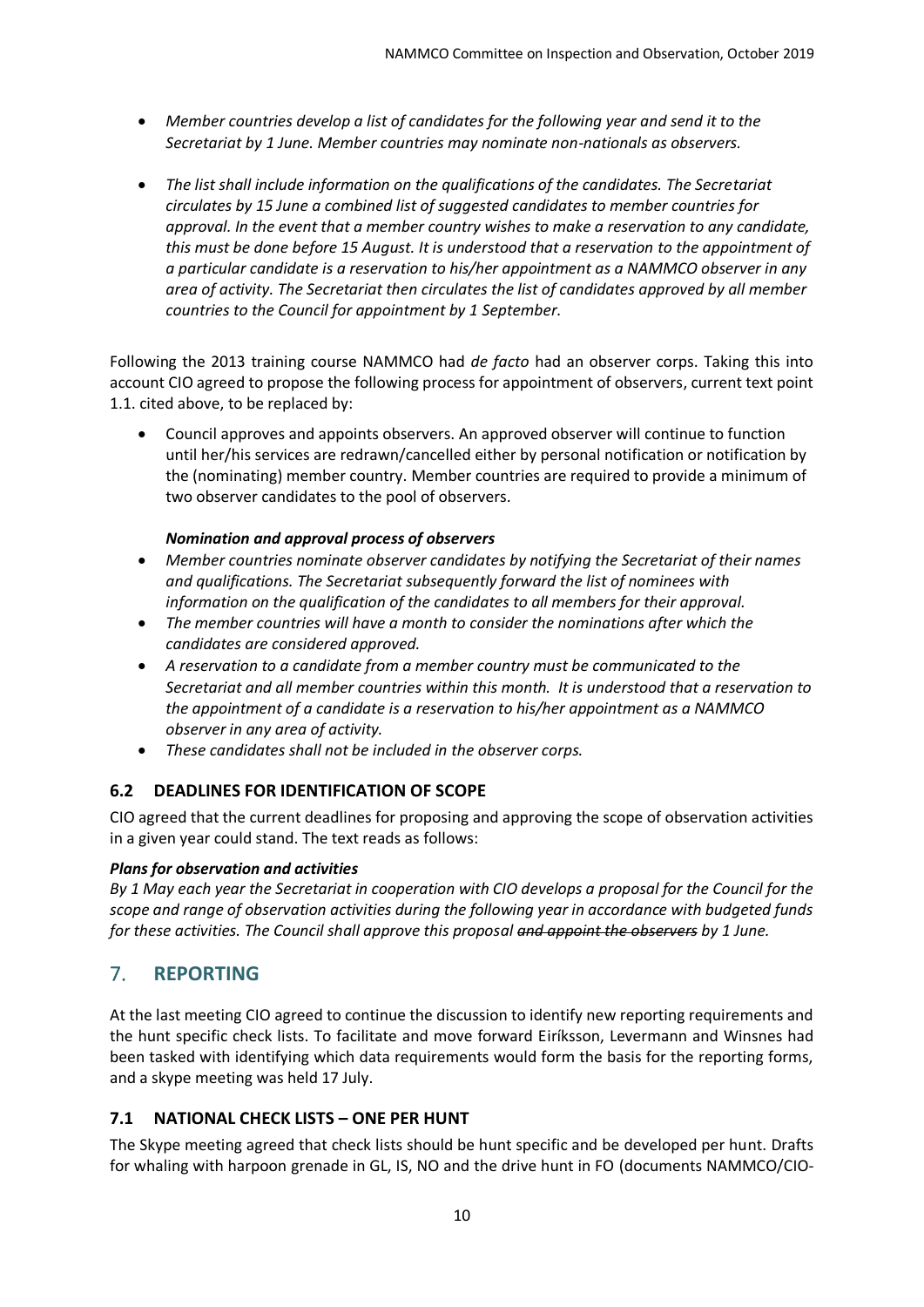- *Member countries develop a list of candidates for the following year and send it to the Secretariat by 1 June. Member countries may nominate non-nationals as observers.*
- *The list shall include information on the qualifications of the candidates. The Secretariat circulates by 15 June a combined list of suggested candidates to member countries for approval. In the event that a member country wishes to make a reservation to any candidate, this must be done before 15 August. It is understood that a reservation to the appointment of a particular candidate is a reservation to his/her appointment as a NAMMCO observer in any area of activity. The Secretariat then circulates the list of candidates approved by all member countries to the Council for appointment by 1 September.*

Following the 2013 training course NAMMCO had *de facto* had an observer corps. Taking this into account CIO agreed to propose the following process for appointment of observers, current text point 1.1. cited above, to be replaced by:

- Council approves and appoints observers. An approved observer will continue to function until her/his services are redrawn/cancelled either by personal notification or notification by the (nominating) member country. Member countries are required to provide a minimum of two observer candidates to the pool of observers.

  ***Nomination and approval process of observers***

- *Member countries nominate observer candidates by notifying the Secretariat of their names and qualifications. The Secretariat subsequently forward the list of nominees with information on the qualification of the candidates to all members for their approval.*
- *The member countries will have a month to consider the nominations after which the candidates are considered approved.*
- *A reservation to a candidate from a member country must be communicated to the Secretariat and all member countries within this month. It is understood that a reservation to the appointment of a candidate is a reservation to his/her appointment as a NAMMCO observer in any area of activity.*
- *These candidates shall not be included in the observer corps.*

### 6.2 DEADLINES FOR IDENTIFICATION OF SCOPE

CIO agreed that the current deadlines for proposing and approving the scope of observation activities in a given year could stand. The text reads as follows:

***Plans for observation and activities***

*By 1 May each year the Secretariat in cooperation with CIO develops a proposal for the Council for the scope and range of observation activities during the following year in accordance with budgeted funds for these activities. The Council shall approve this proposal ~~and appoint the observers~~ by 1 June.*

## 7. REPORTING

At the last meeting CIO agreed to continue the discussion to identify new reporting requirements and the hunt specific check lists. To facilitate and move forward Eiríksson, Levermann and Winsnes had been tasked with identifying which data requirements would form the basis for the reporting forms, and a skype meeting was held 17 July.

### 7.1 NATIONAL CHECK LISTS – ONE PER HUNT

The Skype meeting agreed that check lists should be hunt specific and be developed per hunt. Drafts for whaling with harpoon grenade in GL, IS, NO and the drive hunt in FO (documents NAMMCO/CIO-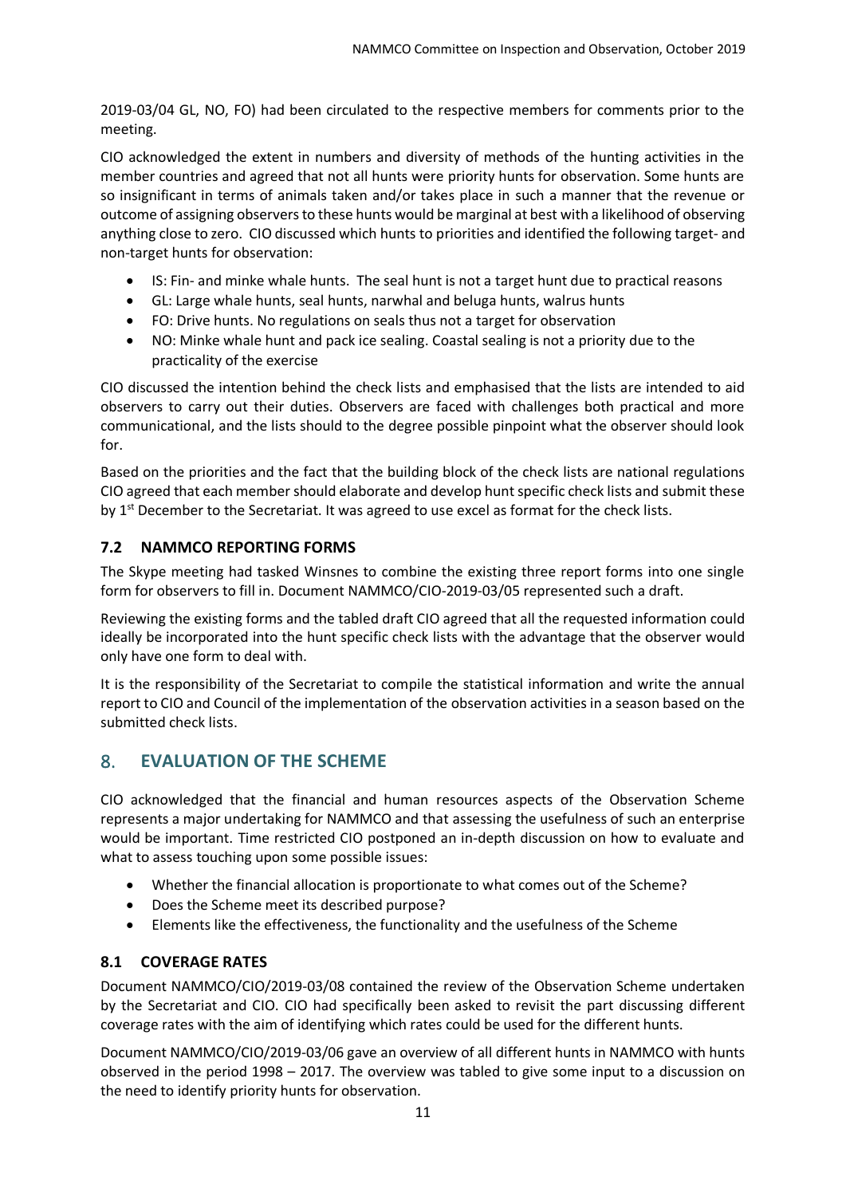2019-03/04 GL, NO, FO) had been circulated to the respective members for comments prior to the meeting.

CIO acknowledged the extent in numbers and diversity of methods of the hunting activities in the member countries and agreed that not all hunts were priority hunts for observation. Some hunts are so insignificant in terms of animals taken and/or takes place in such a manner that the revenue or outcome of assigning observers to these hunts would be marginal at best with a likelihood of observing anything close to zero. CIO discussed which hunts to priorities and identified the following target- and non-target hunts for observation:

- IS: Fin- and minke whale hunts. The seal hunt is not a target hunt due to practical reasons
- GL: Large whale hunts, seal hunts, narwhal and beluga hunts, walrus hunts
- FO: Drive hunts. No regulations on seals thus not a target for observation
- NO: Minke whale hunt and pack ice sealing. Coastal sealing is not a priority due to the practicality of the exercise

CIO discussed the intention behind the check lists and emphasised that the lists are intended to aid observers to carry out their duties. Observers are faced with challenges both practical and more communicational, and the lists should to the degree possible pinpoint what the observer should look for.

Based on the priorities and the fact that the building block of the check lists are national regulations CIO agreed that each member should elaborate and develop hunt specific check lists and submit these by 1st December to the Secretariat. It was agreed to use excel as format for the check lists.

### 7.2 NAMMCO REPORTING FORMS

The Skype meeting had tasked Winsnes to combine the existing three report forms into one single form for observers to fill in. Document NAMMCO/CIO-2019-03/05 represented such a draft.

Reviewing the existing forms and the tabled draft CIO agreed that all the requested information could ideally be incorporated into the hunt specific check lists with the advantage that the observer would only have one form to deal with.

It is the responsibility of the Secretariat to compile the statistical information and write the annual report to CIO and Council of the implementation of the observation activities in a season based on the submitted check lists.

## 8. EVALUATION OF THE SCHEME

CIO acknowledged that the financial and human resources aspects of the Observation Scheme represents a major undertaking for NAMMCO and that assessing the usefulness of such an enterprise would be important. Time restricted CIO postponed an in-depth discussion on how to evaluate and what to assess touching upon some possible issues:

- Whether the financial allocation is proportionate to what comes out of the Scheme?
- Does the Scheme meet its described purpose?
- Elements like the effectiveness, the functionality and the usefulness of the Scheme

### 8.1 COVERAGE RATES

Document NAMMCO/CIO/2019-03/08 contained the review of the Observation Scheme undertaken by the Secretariat and CIO. CIO had specifically been asked to revisit the part discussing different coverage rates with the aim of identifying which rates could be used for the different hunts.

Document NAMMCO/CIO/2019-03/06 gave an overview of all different hunts in NAMMCO with hunts observed in the period 1998 – 2017. The overview was tabled to give some input to a discussion on the need to identify priority hunts for observation.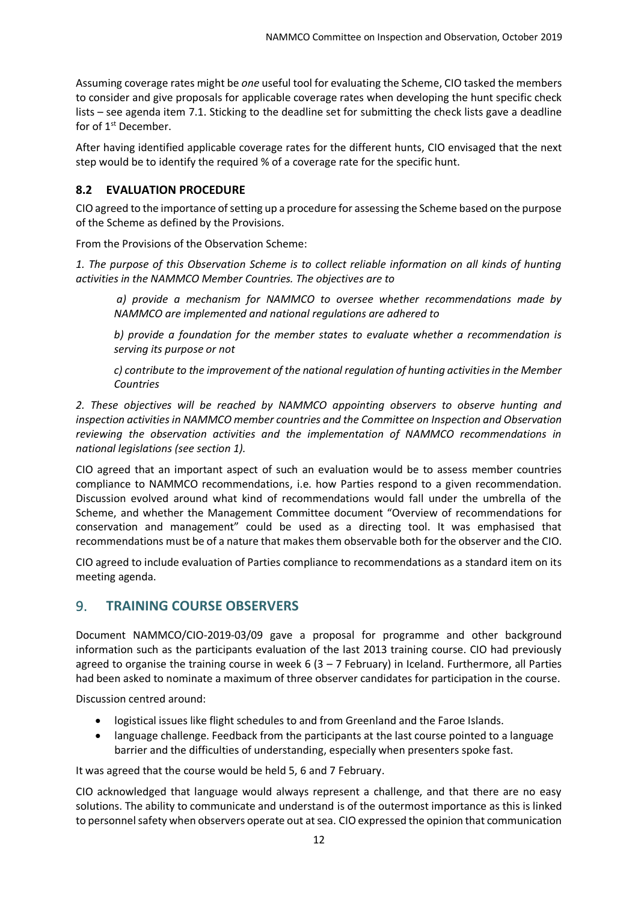Assuming coverage rates might be *one* useful tool for evaluating the Scheme, CIO tasked the members to consider and give proposals for applicable coverage rates when developing the hunt specific check lists – see agenda item 7.1. Sticking to the deadline set for submitting the check lists gave a deadline for of 1st December.

After having identified applicable coverage rates for the different hunts, CIO envisaged that the next step would be to identify the required % of a coverage rate for the specific hunt.

### 8.2 EVALUATION PROCEDURE

CIO agreed to the importance of setting up a procedure for assessing the Scheme based on the purpose of the Scheme as defined by the Provisions.

From the Provisions of the Observation Scheme:

*1. The purpose of this Observation Scheme is to collect reliable information on all kinds of hunting activities in the NAMMCO Member Countries. The objectives are to*

> *a) provide a mechanism for NAMMCO to oversee whether recommendations made by NAMMCO are implemented and national regulations are adhered to*
>
> *b) provide a foundation for the member states to evaluate whether a recommendation is serving its purpose or not*
>
> *c) contribute to the improvement of the national regulation of hunting activities in the Member Countries*

*2. These objectives will be reached by NAMMCO appointing observers to observe hunting and inspection activities in NAMMCO member countries and the Committee on Inspection and Observation reviewing the observation activities and the implementation of NAMMCO recommendations in national legislations (see section 1).*

CIO agreed that an important aspect of such an evaluation would be to assess member countries compliance to NAMMCO recommendations, i.e. how Parties respond to a given recommendation. Discussion evolved around what kind of recommendations would fall under the umbrella of the Scheme, and whether the Management Committee document "Overview of recommendations for conservation and management" could be used as a directing tool. It was emphasised that recommendations must be of a nature that makes them observable both for the observer and the CIO.

CIO agreed to include evaluation of Parties compliance to recommendations as a standard item on its meeting agenda.

## 9. TRAINING COURSE OBSERVERS

Document NAMMCO/CIO-2019-03/09 gave a proposal for programme and other background information such as the participants evaluation of the last 2013 training course. CIO had previously agreed to organise the training course in week 6 (3 – 7 February) in Iceland. Furthermore, all Parties had been asked to nominate a maximum of three observer candidates for participation in the course.

Discussion centred around:

- logistical issues like flight schedules to and from Greenland and the Faroe Islands.
- language challenge. Feedback from the participants at the last course pointed to a language barrier and the difficulties of understanding, especially when presenters spoke fast.

It was agreed that the course would be held 5, 6 and 7 February.

CIO acknowledged that language would always represent a challenge, and that there are no easy solutions. The ability to communicate and understand is of the outermost importance as this is linked to personnel safety when observers operate out at sea. CIO expressed the opinion that communication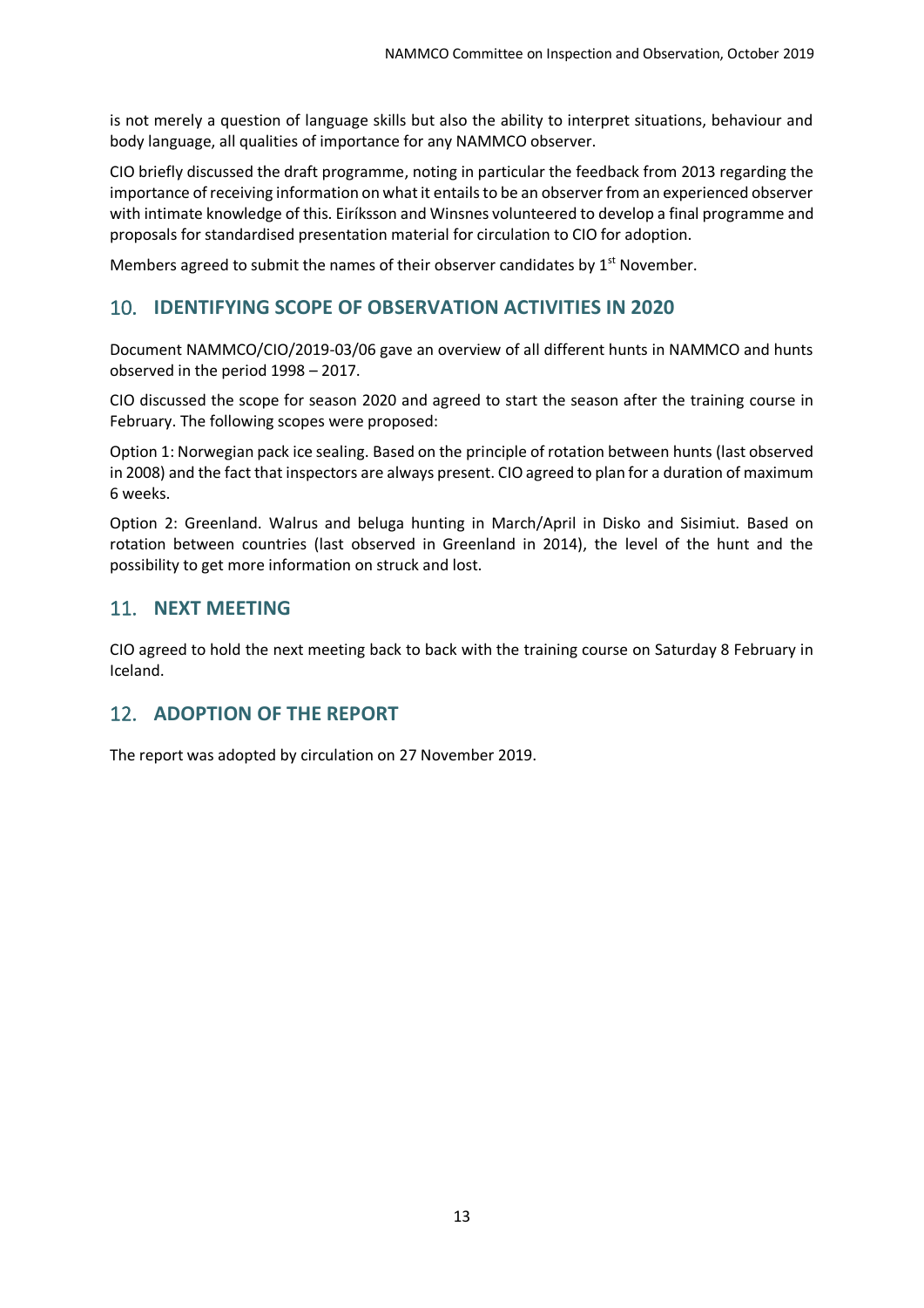is not merely a question of language skills but also the ability to interpret situations, behaviour and body language, all qualities of importance for any NAMMCO observer.

CIO briefly discussed the draft programme, noting in particular the feedback from 2013 regarding the importance of receiving information on what it entails to be an observer from an experienced observer with intimate knowledge of this. Eiríksson and Winsnes volunteered to develop a final programme and proposals for standardised presentation material for circulation to CIO for adoption.

Members agreed to submit the names of their observer candidates by 1st November.

## 10. IDENTIFYING SCOPE OF OBSERVATION ACTIVITIES IN 2020

Document NAMMCO/CIO/2019-03/06 gave an overview of all different hunts in NAMMCO and hunts observed in the period 1998 – 2017.

CIO discussed the scope for season 2020 and agreed to start the season after the training course in February. The following scopes were proposed:

Option 1: Norwegian pack ice sealing. Based on the principle of rotation between hunts (last observed in 2008) and the fact that inspectors are always present. CIO agreed to plan for a duration of maximum 6 weeks.

Option 2: Greenland. Walrus and beluga hunting in March/April in Disko and Sisimiut. Based on rotation between countries (last observed in Greenland in 2014), the level of the hunt and the possibility to get more information on struck and lost.

## 11. NEXT MEETING

CIO agreed to hold the next meeting back to back with the training course on Saturday 8 February in Iceland.

## 12. ADOPTION OF THE REPORT

The report was adopted by circulation on 27 November 2019.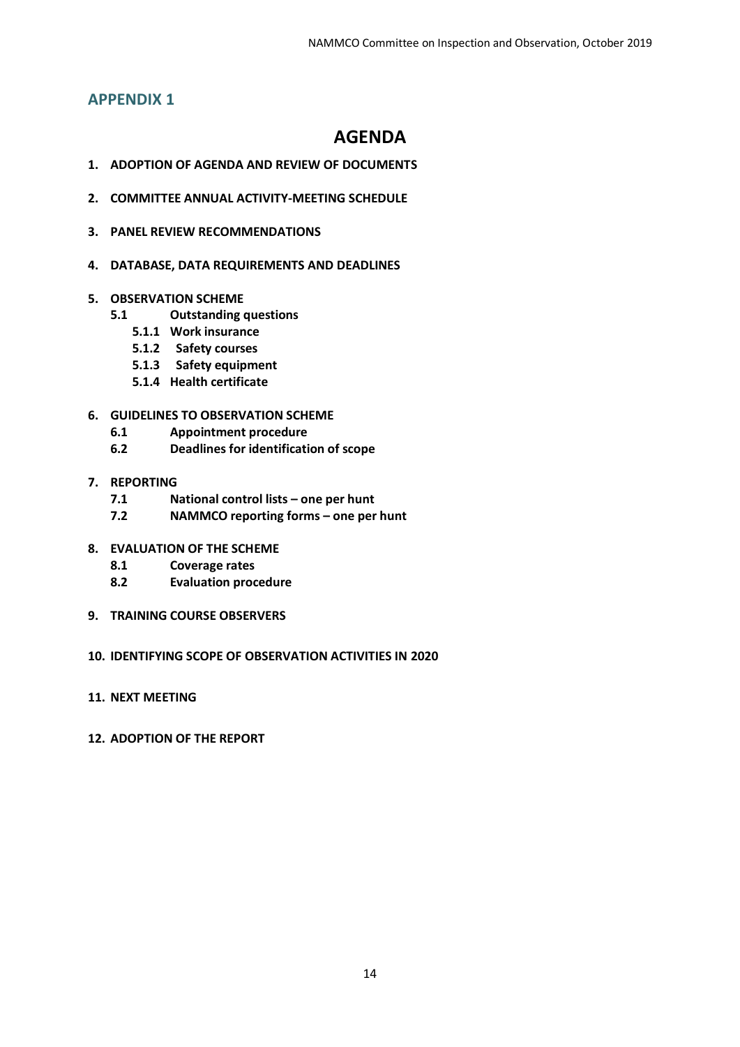## APPENDIX 1

# AGENDA

1. **ADOPTION OF AGENDA AND REVIEW OF DOCUMENTS**

2. **COMMITTEE ANNUAL ACTIVITY-MEETING SCHEDULE**

3. **PANEL REVIEW RECOMMENDATIONS**

4. **DATABASE, DATA REQUIREMENTS AND DEADLINES**

5. **OBSERVATION SCHEME**
   - **5.1 Outstanding questions**
     - **5.1.1 Work insurance**
     - **5.1.2 Safety courses**
     - **5.1.3 Safety equipment**
     - **5.1.4 Health certificate**

6. **GUIDELINES TO OBSERVATION SCHEME**
   - **6.1 Appointment procedure**
   - **6.2 Deadlines for identification of scope**

7. **REPORTING**
   - **7.1 National control lists – one per hunt**
   - **7.2 NAMMCO reporting forms – one per hunt**

8. **EVALUATION OF THE SCHEME**
   - **8.1 Coverage rates**
   - **8.2 Evaluation procedure**

9. **TRAINING COURSE OBSERVERS**

10. **IDENTIFYING SCOPE OF OBSERVATION ACTIVITIES IN 2020**

11. **NEXT MEETING**

12. **ADOPTION OF THE REPORT**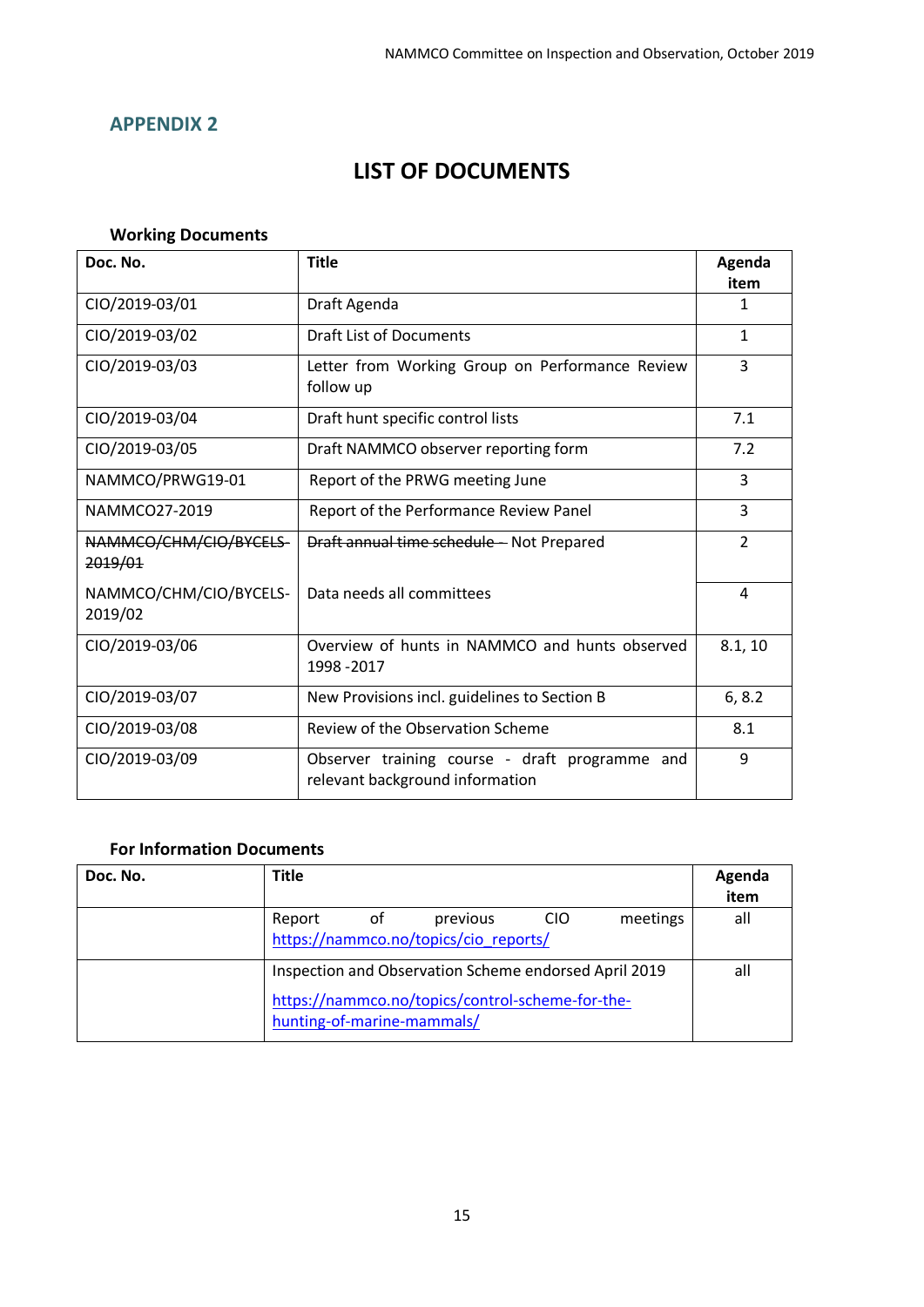## APPENDIX 2

# LIST OF DOCUMENTS

### Working Documents

| Doc. No. | Title | Agenda item |
|---|---|---|
| CIO/2019-03/01 | Draft Agenda | 1 |
| CIO/2019-03/02 | Draft List of Documents | 1 |
| CIO/2019-03/03 | Letter from Working Group on Performance Review follow up | 3 |
| CIO/2019-03/04 | Draft hunt specific control lists | 7.1 |
| CIO/2019-03/05 | Draft NAMMCO observer reporting form | 7.2 |
| NAMMCO/PRWG19-01 | Report of the PRWG meeting June | 3 |
| NAMMCO27-2019 | Report of the Performance Review Panel | 3 |
| ~~NAMMCO/CHM/CIO/BYCELS-2019/01~~ | ~~Draft annual time schedule~~ – Not Prepared | 2 |
| NAMMCO/CHM/CIO/BYCELS-2019/02 | Data needs all committees | 4 |
| CIO/2019-03/06 | Overview of hunts in NAMMCO and hunts observed 1998 -2017 | 8.1, 10 |
| CIO/2019-03/07 | New Provisions incl. guidelines to Section B | 6, 8.2 |
| CIO/2019-03/08 | Review of the Observation Scheme | 8.1 |
| CIO/2019-03/09 | Observer training course - draft programme and relevant background information | 9 |

### For Information Documents

| Doc. No. | Title | Agenda item |
|---|---|---|
| | Report of previous CIO meetings https://nammco.no/topics/cio_reports/ | all |
| | Inspection and Observation Scheme endorsed April 2019 https://nammco.no/topics/control-scheme-for-the-hunting-of-marine-mammals/ | all |